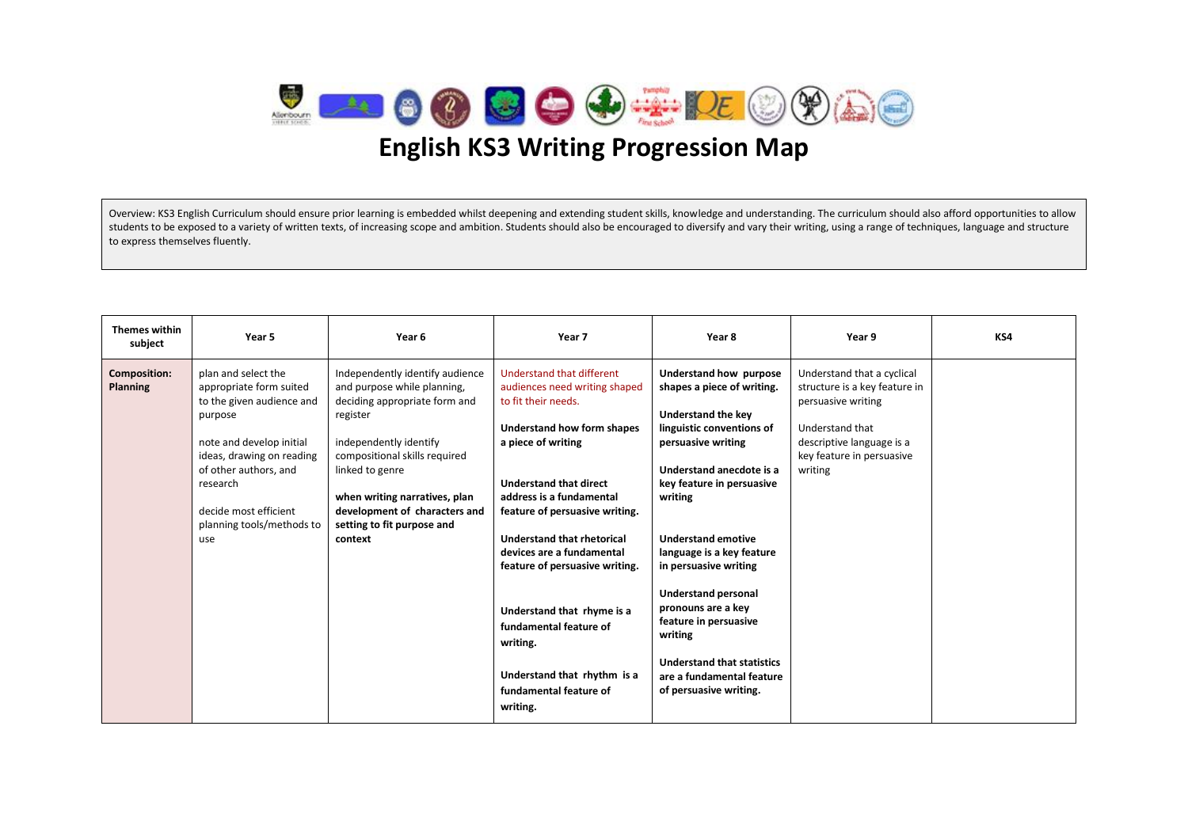# English KS3 Writing Progression Map

Overview: KS3 English Curriculum should ensure prior learning is embedded whilst deepening and extending student skills, knowledge and understanding. The curriculum should also afford opportunities to allow students to be exposed to a variety of written texts, of increasing scope and ambition. Students should also be encouraged to diversify and vary their writing, using a range of techniques, language and structure to express themselves fluently.

| Themes within subject | Year 5 | Year 6 | Year 7 | Year 8 | Year 9 | KS4 |
|---|---|---|---|---|---|---|
| **Composition: Planning** | plan and select the appropriate form suited to the given audience and purpose<br><br>note and develop initial ideas, drawing on reading of other authors, and research<br><br>decide most efficient planning tools/methods to use | Independently identify audience and purpose while planning, deciding appropriate form and register<br><br>independently identify compositional skills required linked to genre<br><br>**when writing narratives, plan development of characters and setting to fit purpose and context** | Understand that different audiences need writing shaped to fit their needs.<br><br>**Understand how form shapes a piece of writing**<br><br>**Understand that direct address is a fundamental feature of persuasive writing.**<br><br>**Understand that rhetorical devices are a fundamental feature of persuasive writing.**<br><br>**Understand that rhyme is a fundamental feature of writing.**<br><br>**Understand that rhythm is a fundamental feature of writing.** | **Understand how purpose shapes a piece of writing.**<br><br>**Understand the key linguistic conventions of persuasive writing**<br><br>**Understand anecdote is a key feature in persuasive writing**<br><br>**Understand emotive language is a key feature in persuasive writing**<br><br>**Understand personal pronouns are a key feature in persuasive writing**<br><br>**Understand that statistics are a fundamental feature of persuasive writing.** | Understand that a cyclical structure is a key feature in persuasive writing<br><br>Understand that descriptive language is a key feature in persuasive writing | |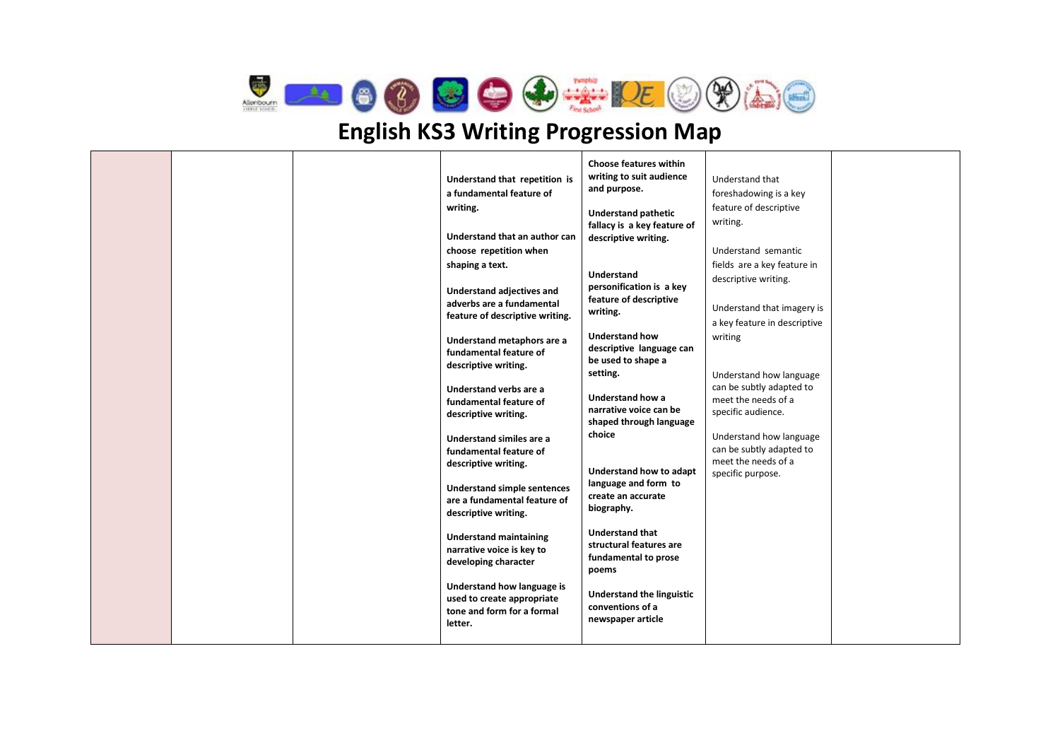# English KS3 Writing Progression Map

| | | | | | | |
|---|---|---|---|---|---|---|
| | | | **Understand that repetition is a fundamental feature of writing.**<br><br>**Understand that an author can choose repetition when shaping a text.**<br><br>**Understand adjectives and adverbs are a fundamental feature of descriptive writing.**<br><br>**Understand metaphors are a fundamental feature of descriptive writing.**<br><br>**Understand verbs are a fundamental feature of descriptive writing.**<br><br>**Understand similes are a fundamental feature of descriptive writing.**<br><br>**Understand simple sentences are a fundamental feature of descriptive writing.**<br><br>**Understand maintaining narrative voice is key to developing character**<br><br>**Understand how language is used to create appropriate tone and form for a formal letter.** | **Choose features within writing to suit audience and purpose.**<br><br>**Understand pathetic fallacy is a key feature of descriptive writing.**<br><br>**Understand personification is a key feature of descriptive writing.**<br><br>**Understand how descriptive language can be used to shape a setting.**<br><br>**Understand how a narrative voice can be shaped through language choice**<br><br>**Understand how to adapt language and form to create an accurate biography.**<br><br>**Understand that structural features are fundamental to prose poems**<br><br>**Understand the linguistic conventions of a newspaper article** | Understand that foreshadowing is a key feature of descriptive writing.<br><br>Understand semantic fields are a key feature in descriptive writing.<br><br>Understand that imagery is a key feature in descriptive writing<br><br>Understand how language can be subtly adapted to meet the needs of a specific audience.<br><br>Understand how language can be subtly adapted to meet the needs of a specific purpose. | |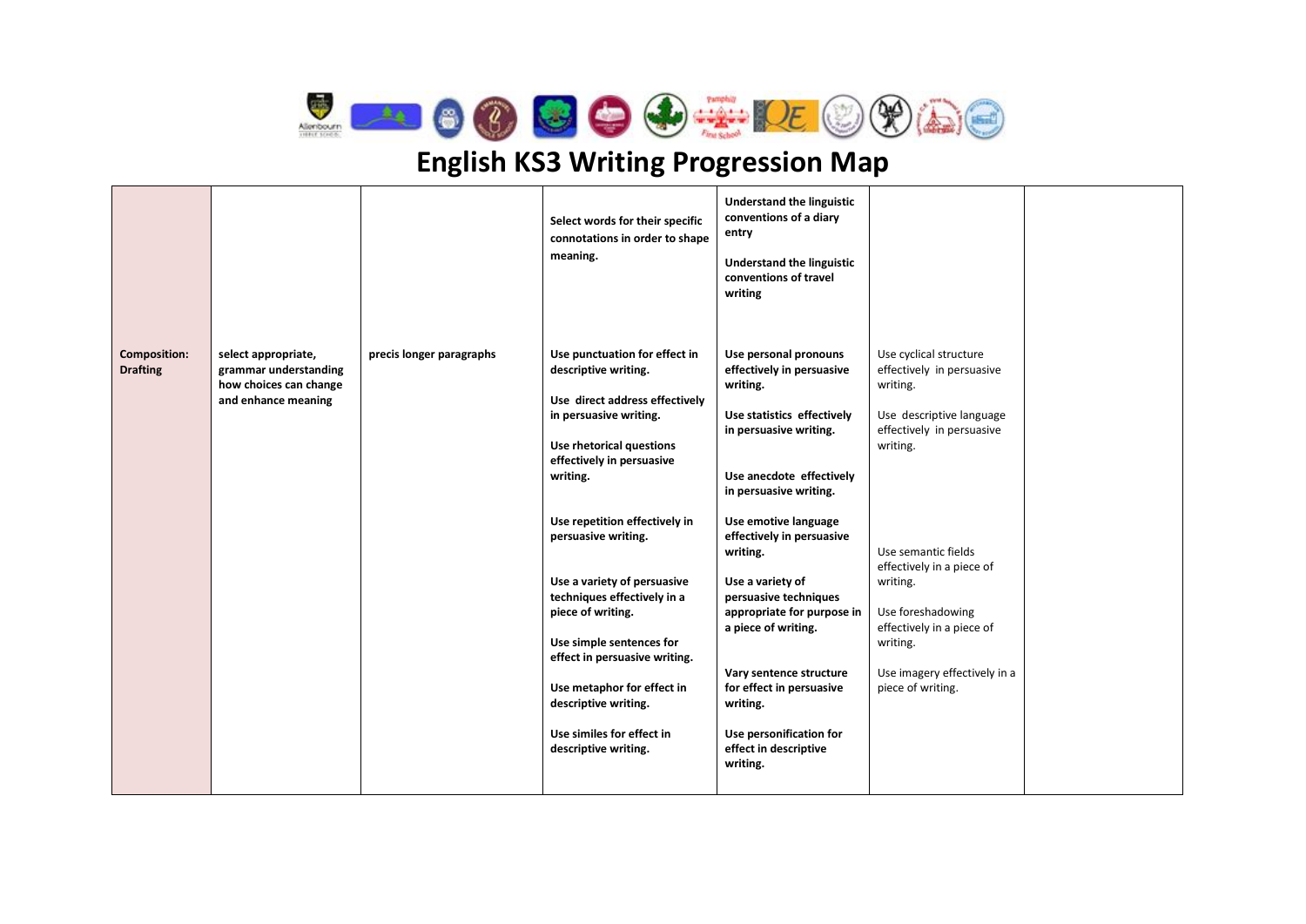# English KS3 Writing Progression Map

| | | | | | | |
|---|---|---|---|---|---|---|
| **Composition: Drafting** | **select appropriate, grammar understanding how choices can change and enhance meaning** | **precis longer paragraphs** | **Select words for their specific connotations in order to shape meaning.**<br><br>**Use punctuation for effect in descriptive writing.**<br><br>**Use direct address effectively in persuasive writing.**<br><br>**Use rhetorical questions effectively in persuasive writing.**<br><br>**Use repetition effectively in persuasive writing.**<br><br>**Use a variety of persuasive techniques effectively in a piece of writing.**<br><br>**Use simple sentences for effect in persuasive writing.**<br><br>**Use metaphor for effect in descriptive writing.**<br><br>**Use similes for effect in descriptive writing.** | **Understand the linguistic conventions of a diary entry**<br><br>**Understand the linguistic conventions of travel writing**<br><br>**Use personal pronouns effectively in persuasive writing.**<br><br>**Use statistics effectively in persuasive writing.**<br><br>**Use anecdote effectively in persuasive writing.**<br><br>**Use emotive language effectively in persuasive writing.**<br><br>**Use a variety of persuasive techniques appropriate for purpose in a piece of writing.**<br><br>**Vary sentence structure for effect in persuasive writing.**<br><br>**Use personification for effect in descriptive writing.** | Use cyclical structure effectively in persuasive writing.<br><br>Use descriptive language effectively in persuasive writing.<br><br>Use semantic fields effectively in a piece of writing.<br><br>Use foreshadowing effectively in a piece of writing.<br><br>Use imagery effectively in a piece of writing. | |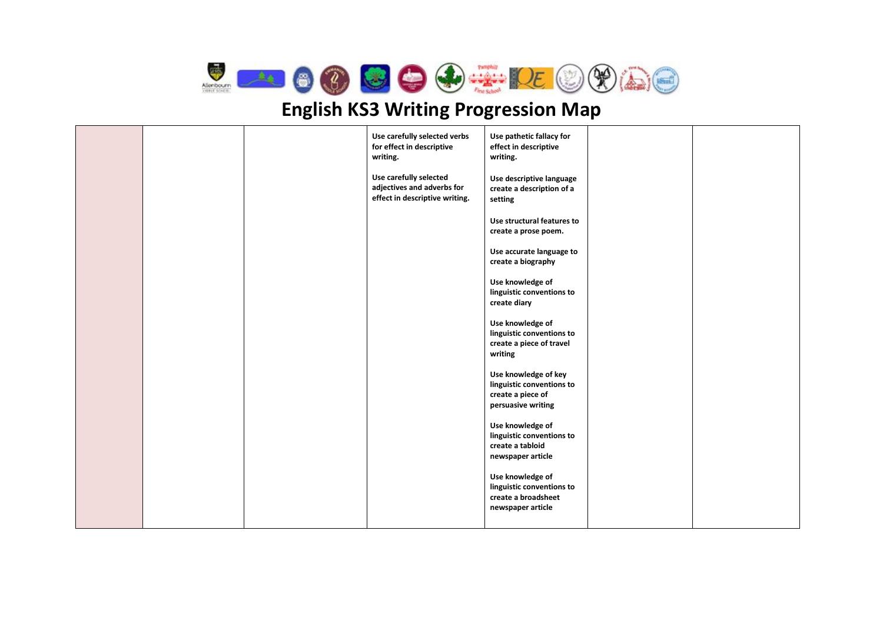# English KS3 Writing Progression Map

| | | | | | | |
|---|---|---|---|---|---|---|
| | | | **Use carefully selected verbs for effect in descriptive writing.**<br><br>**Use carefully selected adjectives and adverbs for effect in descriptive writing.** | **Use pathetic fallacy for effect in descriptive writing.**<br><br>**Use descriptive language create a description of a setting**<br><br>**Use structural features to create a prose poem.**<br><br>**Use accurate language to create a biography**<br><br>**Use knowledge of linguistic conventions to create diary**<br><br>**Use knowledge of linguistic conventions to create a piece of travel writing**<br><br>**Use knowledge of key linguistic conventions to create a piece of persuasive writing**<br><br>**Use knowledge of linguistic conventions to create a tabloid newspaper article**<br><br>**Use knowledge of linguistic conventions to create a broadsheet newspaper article** | | |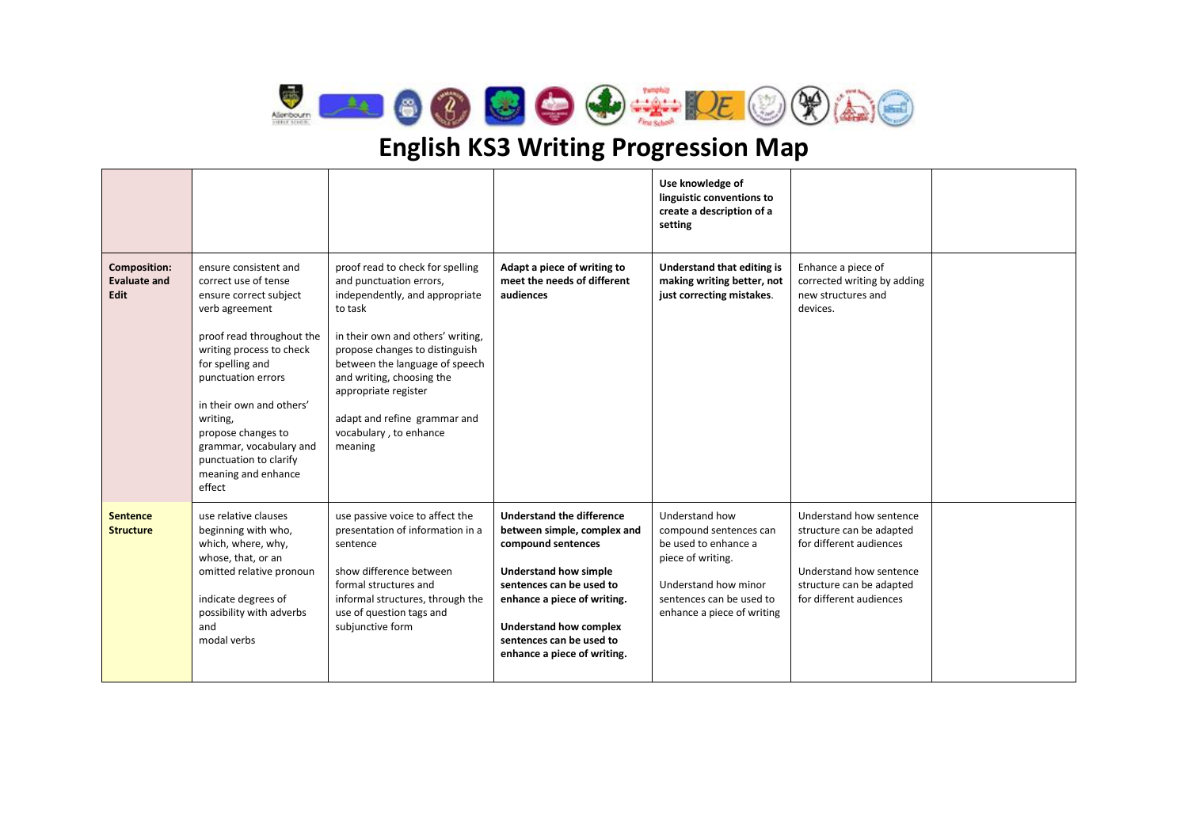# English KS3 Writing Progression Map

| | | | | | | |
|---|---|---|---|---|---|---|
| | | | | **Use knowledge of linguistic conventions to create a description of a setting** | | |
| **Composition: Evaluate and Edit** | ensure consistent and correct use of tense ensure correct subject verb agreement<br><br>proof read throughout the writing process to check for spelling and punctuation errors<br><br>in their own and others' writing, propose changes to grammar, vocabulary and punctuation to clarify meaning and enhance effect | proof read to check for spelling and punctuation errors, independently, and appropriate to task<br><br>in their own and others' writing, propose changes to distinguish between the language of speech and writing, choosing the appropriate register<br><br>adapt and refine grammar and vocabulary , to enhance meaning | **Adapt a piece of writing to meet the needs of different audiences** | **Understand that editing is making writing better, not just correcting mistakes**. | Enhance a piece of corrected writing by adding new structures and devices. | |
| **Sentence Structure** | use relative clauses beginning with who, which, where, why, whose, that, or an omitted relative pronoun<br><br>indicate degrees of possibility with adverbs and modal verbs | use passive voice to affect the presentation of information in a sentence<br><br>show difference between formal structures and informal structures, through the use of question tags and subjunctive form | **Understand the difference between simple, complex and compound sentences**<br><br>**Understand how simple sentences can be used to enhance a piece of writing.**<br><br>**Understand how complex sentences can be used to enhance a piece of writing.** | Understand how compound sentences can be used to enhance a piece of writing.<br><br>Understand how minor sentences can be used to enhance a piece of writing | Understand how sentence structure can be adapted for different audiences<br><br>Understand how sentence structure can be adapted for different audiences | |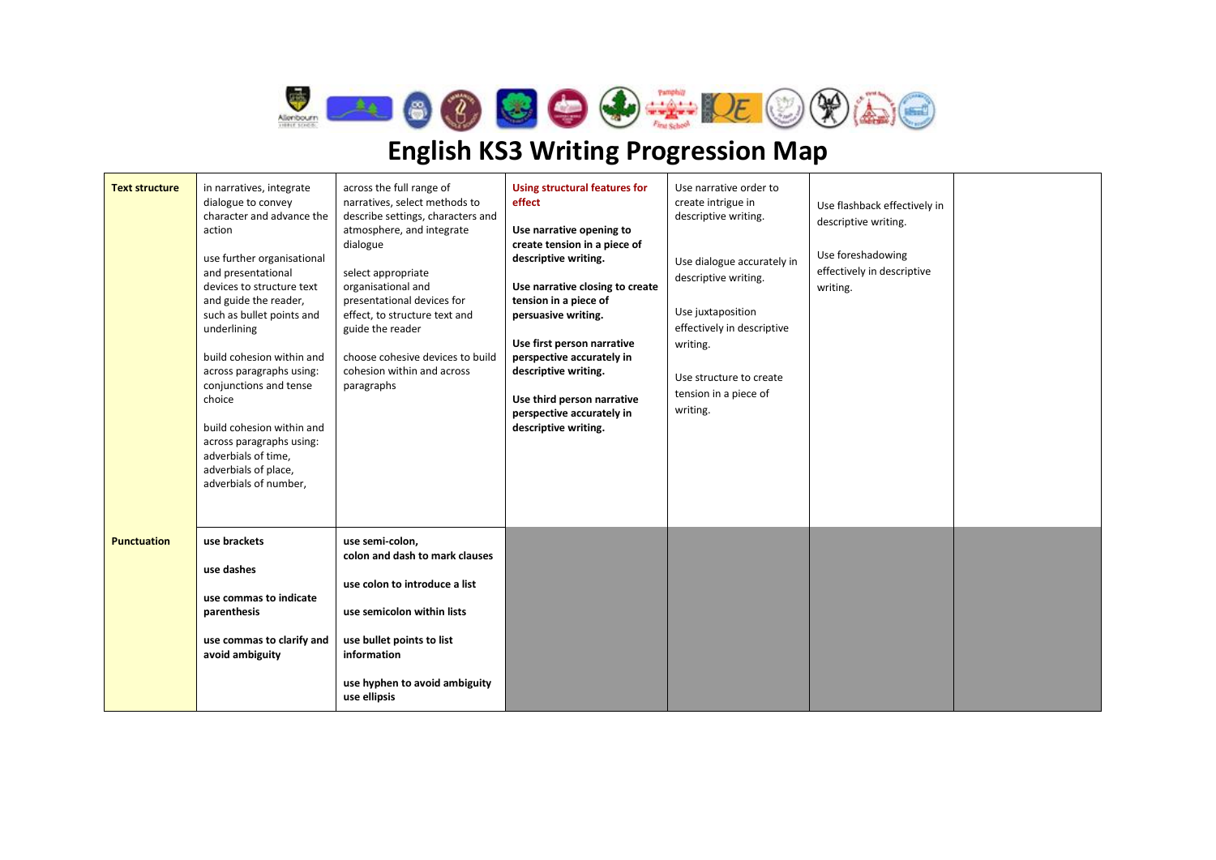# English KS3 Writing Progression Map

| | | | | | | |
|---|---|---|---|---|---|---|
| **Text structure** | in narratives, integrate dialogue to convey character and advance the action<br><br>use further organisational and presentational devices to structure text and guide the reader, such as bullet points and underlining<br><br>build cohesion within and across paragraphs using: conjunctions and tense choice<br><br>build cohesion within and across paragraphs using: adverbials of time, adverbials of place, adverbials of number, | across the full range of narratives, select methods to describe settings, characters and atmosphere, and integrate dialogue<br><br>select appropriate organisational and presentational devices for effect, to structure text and guide the reader<br><br>choose cohesive devices to build cohesion within and across paragraphs | **Using structural features for effect**<br><br>**Use narrative opening to create tension in a piece of descriptive writing.**<br><br>**Use narrative closing to create tension in a piece of persuasive writing.**<br><br>**Use first person narrative perspective accurately in descriptive writing.**<br><br>**Use third person narrative perspective accurately in descriptive writing.** | Use narrative order to create intrigue in descriptive writing.<br><br>Use dialogue accurately in descriptive writing.<br><br>Use juxtaposition effectively in descriptive writing.<br><br>Use structure to create tension in a piece of writing. | Use flashback effectively in descriptive writing.<br><br>Use foreshadowing effectively in descriptive writing. | |
| **Punctuation** | **use brackets**<br><br>**use dashes**<br><br>**use commas to indicate parenthesis**<br><br>**use commas to clarify and avoid ambiguity** | **use semi-colon, colon and dash to mark clauses**<br><br>**use colon to introduce a list**<br><br>**use semicolon within lists**<br><br>**use bullet points to list information**<br><br>**use hyphen to avoid ambiguity**<br>**use ellipsis** | | | | |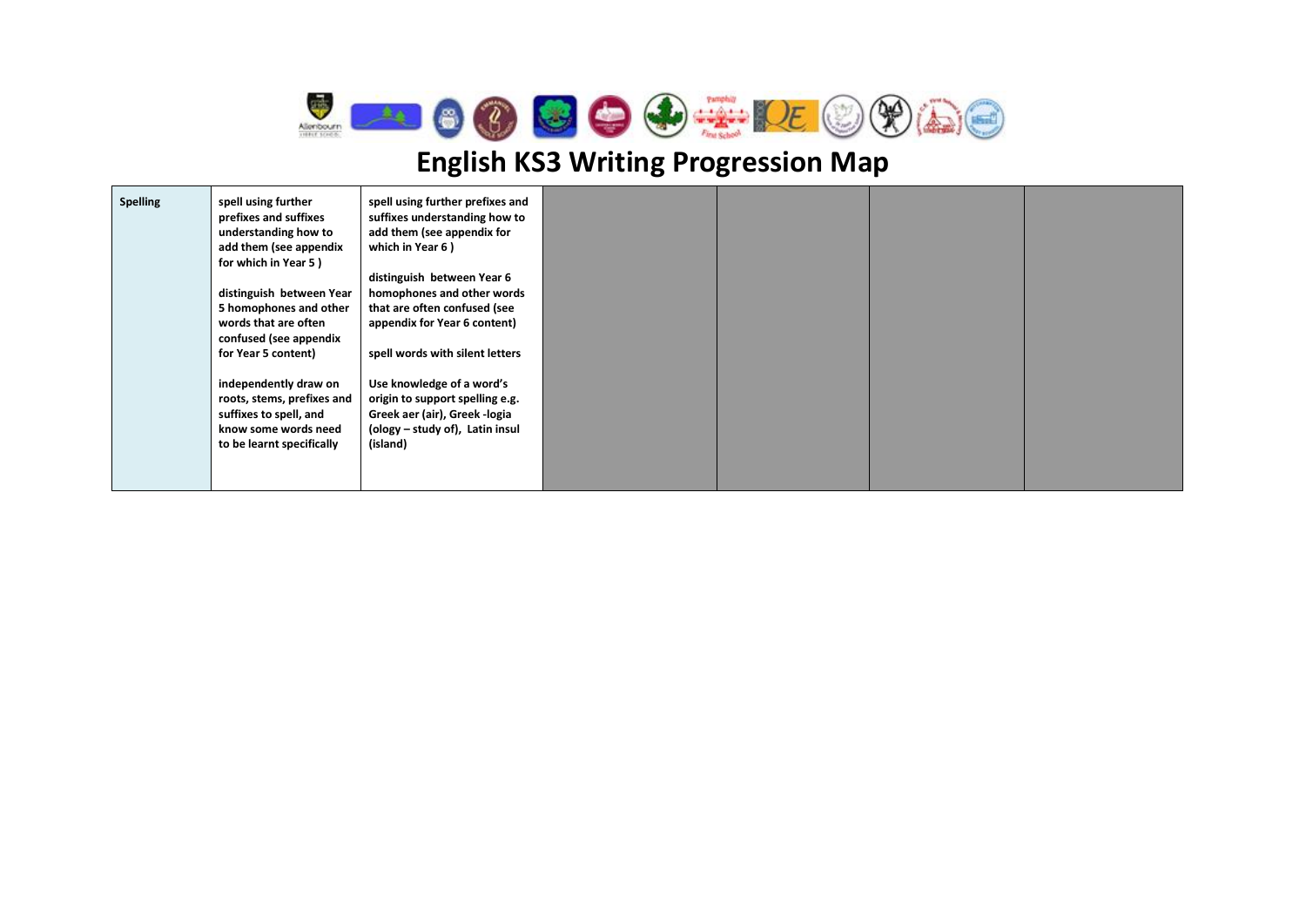# English KS3 Writing Progression Map

| | | | | | | |
|---|---|---|---|---|---|---|
| **Spelling** | **spell using further prefixes and suffixes understanding how to add them (see appendix for which in Year 5 )**<br><br>**distinguish between Year 5 homophones and other words that are often confused (see appendix for Year 5 content)**<br><br>**independently draw on roots, stems, prefixes and suffixes to spell, and know some words need to be learnt specifically** | **spell using further prefixes and suffixes understanding how to add them (see appendix for which in Year 6 )**<br><br>**distinguish between Year 6 homophones and other words that are often confused (see appendix for Year 6 content)**<br><br>**spell words with silent letters**<br><br>**Use knowledge of a word's origin to support spelling e.g. Greek aer (air), Greek -logia (ology – study of), Latin insul (island)** | | | | |